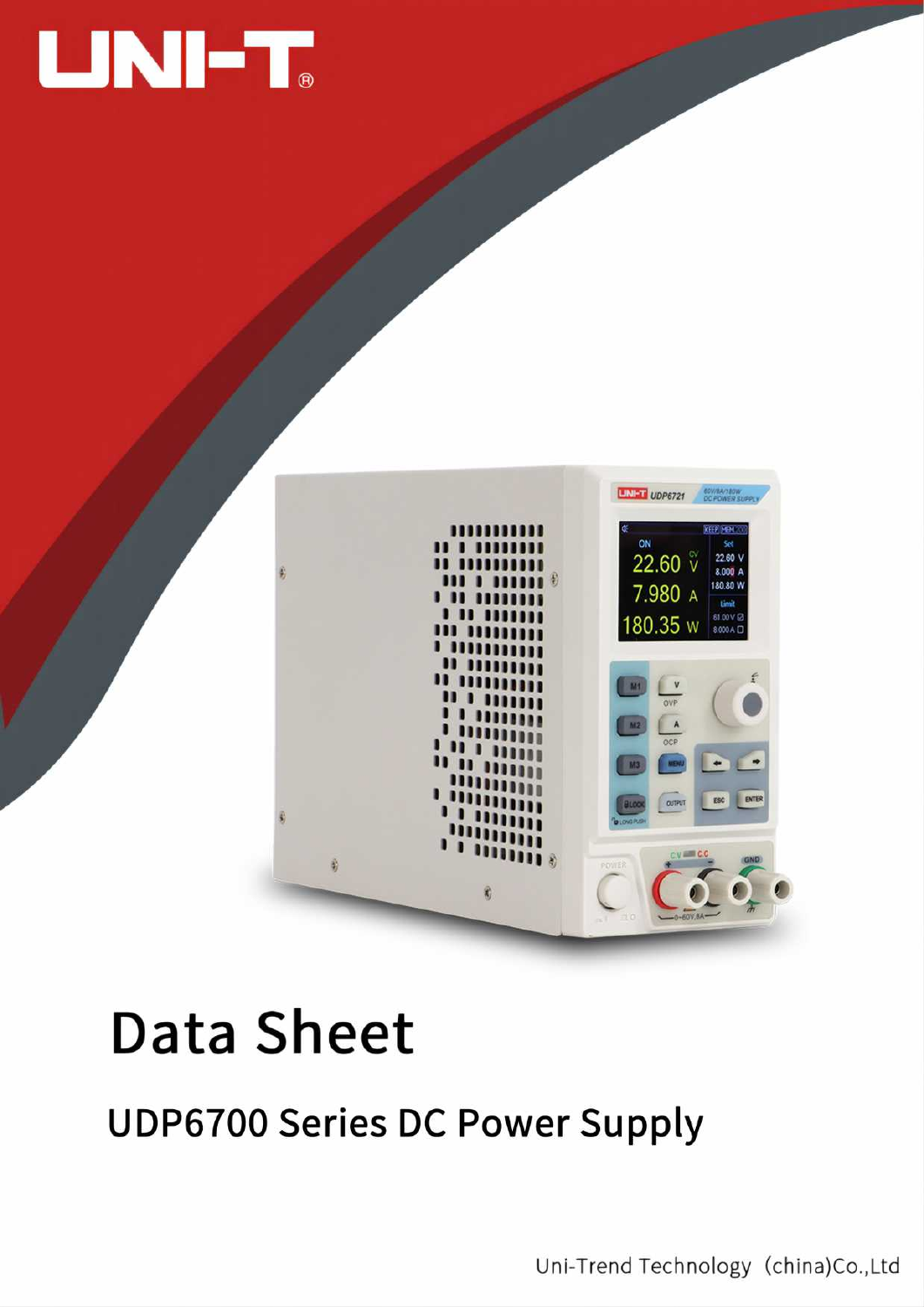UNI-T®

# Data Sheet

## UDP6700 Series DC Power Supply

Uni-Trend Technology (china)Co.,Ltd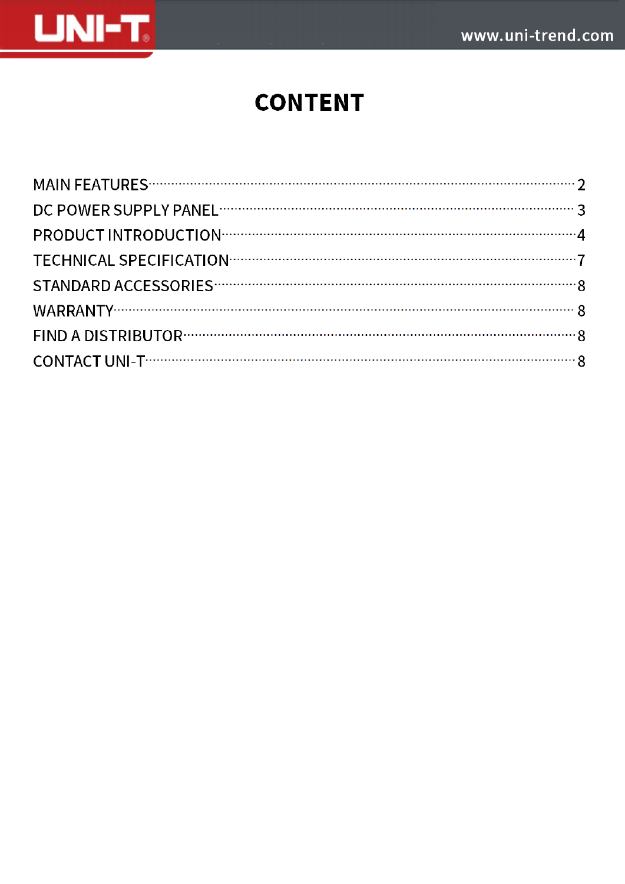# CONTENT

| | |
|---|---|
| MAIN FEATURES | 2 |
| DC POWER SUPPLY PANEL | 3 |
| PRODUCT INTRODUCTION | 4 |
| TECHNICAL SPECIFICATION | 7 |
| STANDARD ACCESSORIES | 8 |
| WARRANTY | 8 |
| FIND A DISTRIBUTOR | 8 |
| CONTACT UNI-T | 8 |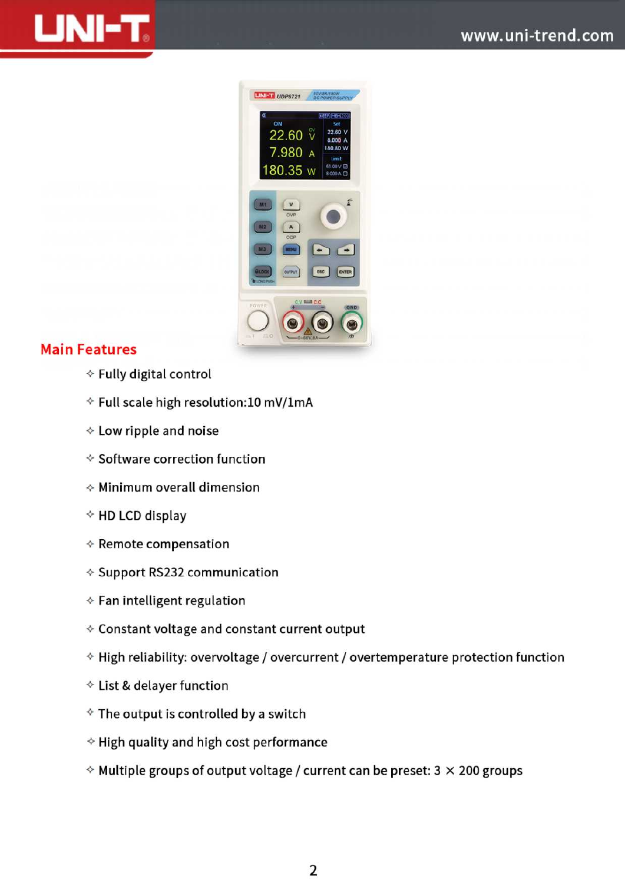## Main Features

- Fully digital control
- Full scale high resolution:10 mV/1mA
- Low ripple and noise
- Software correction function
- Minimum overall dimension
- HD LCD display
- Remote compensation
- Support RS232 communication
- Fan intelligent regulation
- Constant voltage and constant current output
- High reliability: overvoltage / overcurrent / overtemperature protection function
- List & delayer function
- The output is controlled by a switch
- High quality and high cost performance
- Multiple groups of output voltage / current can be preset: 3 × 200 groups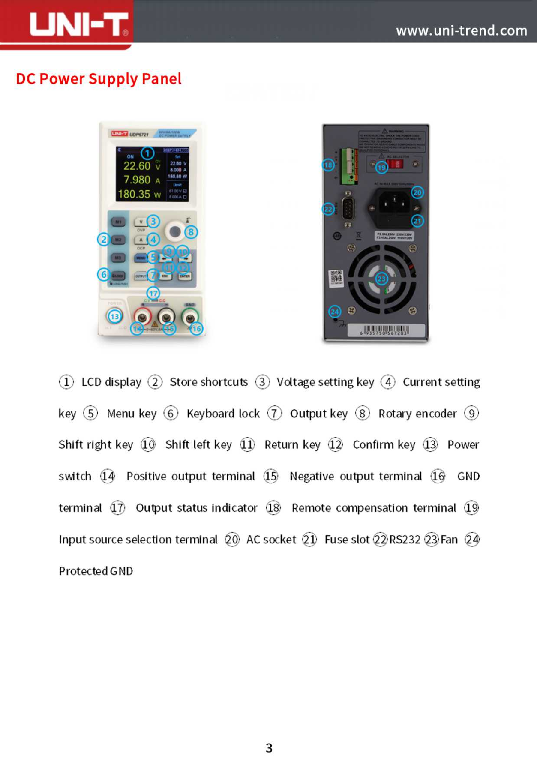## DC Power Supply Panel

① LCD display ② Store shortcuts ③ Voltage setting key ④ Current setting key ⑤ Menu key ⑥ Keyboard lock ⑦ Output key ⑧ Rotary encoder ⑨ Shift right key ⑩ Shift left key ⑪ Return key ⑫ Confirm key ⑬ Power switch ⑭ Positive output terminal ⑮ Negative output terminal ⑯ GND terminal ⑰ Output status indicator ⑱ Remote compensation terminal ⑲ Input source selection terminal ⑳ AC socket ㉑ Fuse slot ㉒ RS232 ㉓ Fan ㉔ Protected GND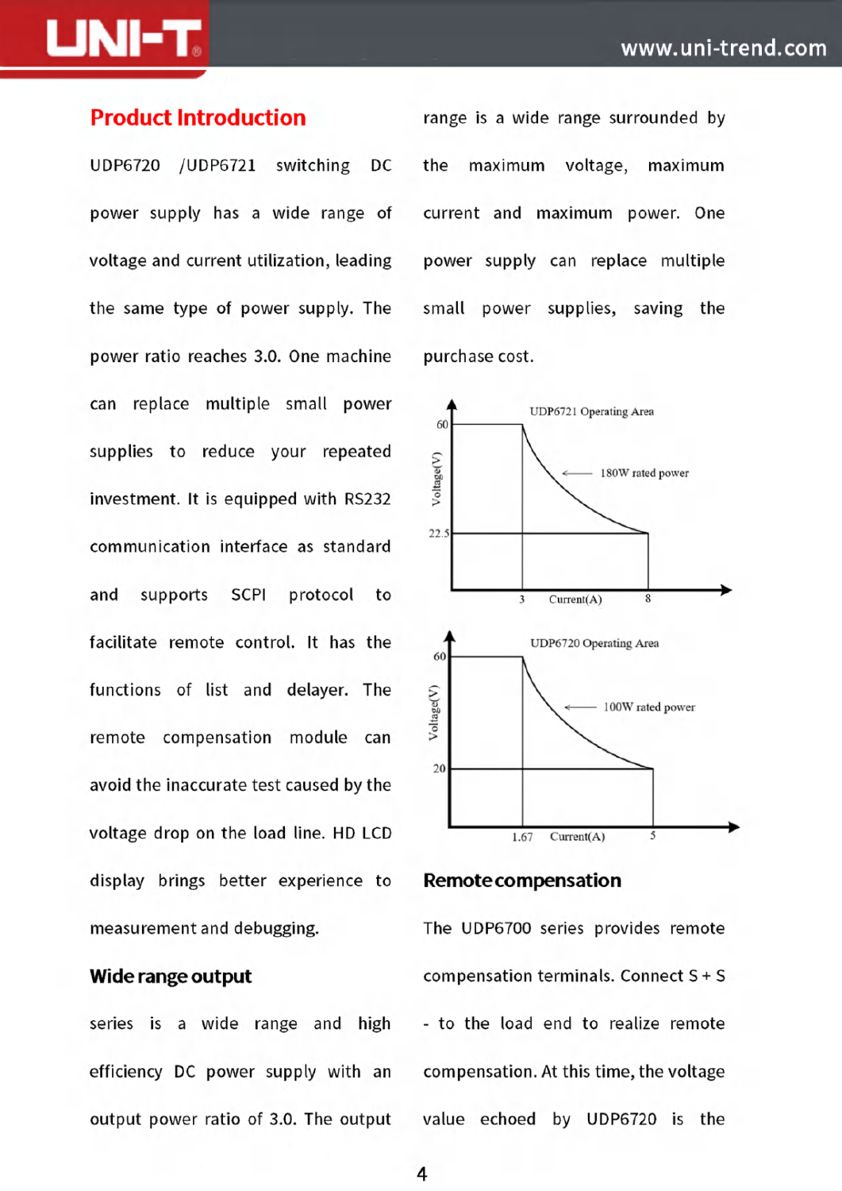## Product Introduction

UDP6720 /UDP6721 switching DC power supply has a wide range of voltage and current utilization, leading the same type of power supply. The power ratio reaches 3.0. One machine can replace multiple small power supplies to reduce your repeated investment. It is equipped with RS232 communication interface as standard and supports SCPI protocol to facilitate remote control. It has the functions of list and delayer. The remote compensation module can avoid the inaccurate test caused by the voltage drop on the load line. HD LCD display brings better experience to measurement and debugging.

### Wide range output

series is a wide range and high efficiency DC power supply with an output power ratio of 3.0. The output range is a wide range surrounded by the maximum voltage, maximum current and maximum power. One power supply can replace multiple small power supplies, saving the purchase cost.

UDP6721 Operating Area

Voltage(V): 60, 22.5; Current(A): 3, 8; 180W rated power

UDP6720 Operating Area

Voltage(V): 60, 20; Current(A): 1.67, 5; 100W rated power

### Remote compensation

The UDP6700 series provides remote compensation terminals. Connect S + S - to the load end to realize remote compensation. At this time, the voltage value echoed by UDP6720 is the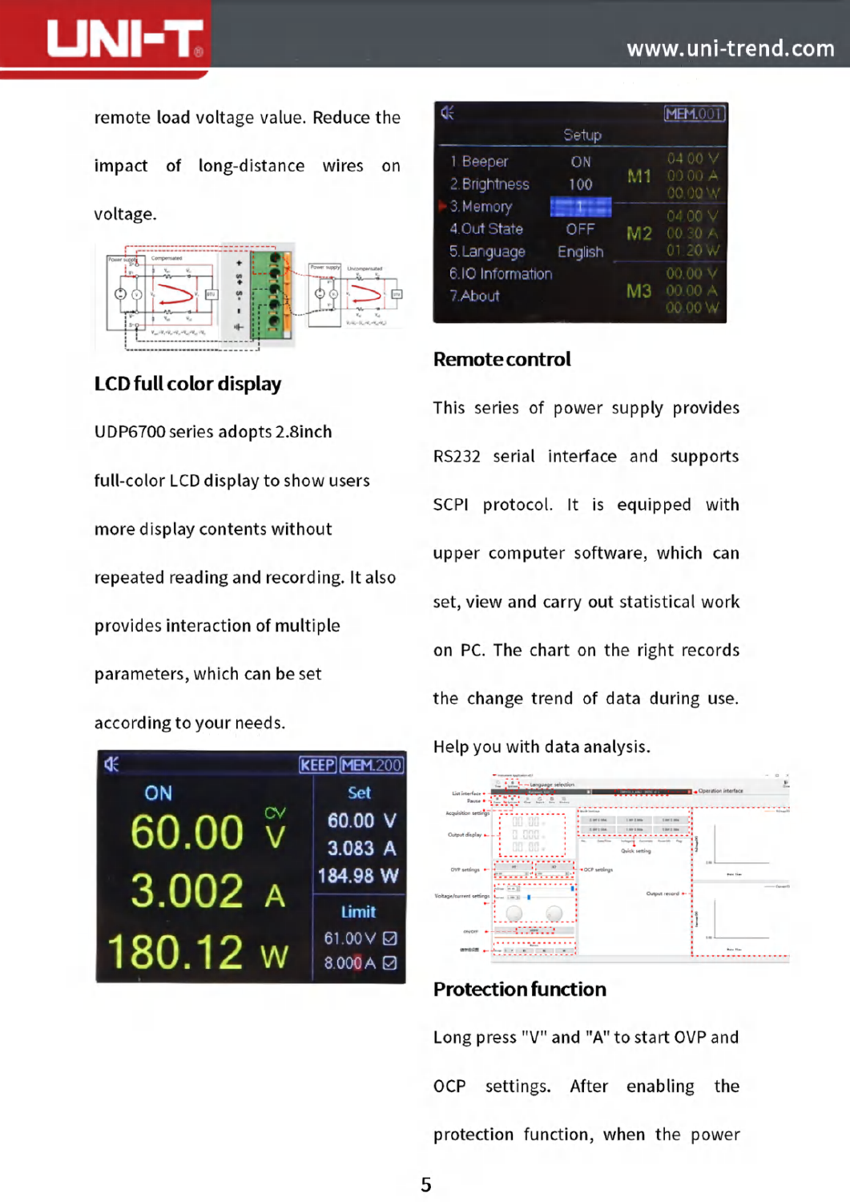remote load voltage value. Reduce the impact of long-distance wires on voltage.

## LCD full color display

UDP6700 series adopts 2.8inch full-color LCD display to show users more display contents without repeated reading and recording. It also provides interaction of multiple parameters, which can be set according to your needs.

## Remote control

This series of power supply provides RS232 serial interface and supports SCPI protocol. It is equipped with upper computer software, which can set, view and carry out statistical work on PC. The chart on the right records the change trend of data during use. Help you with data analysis.

## Protection function

Long press "V" and "A" to start OVP and OCP settings. After enabling the protection function, when the power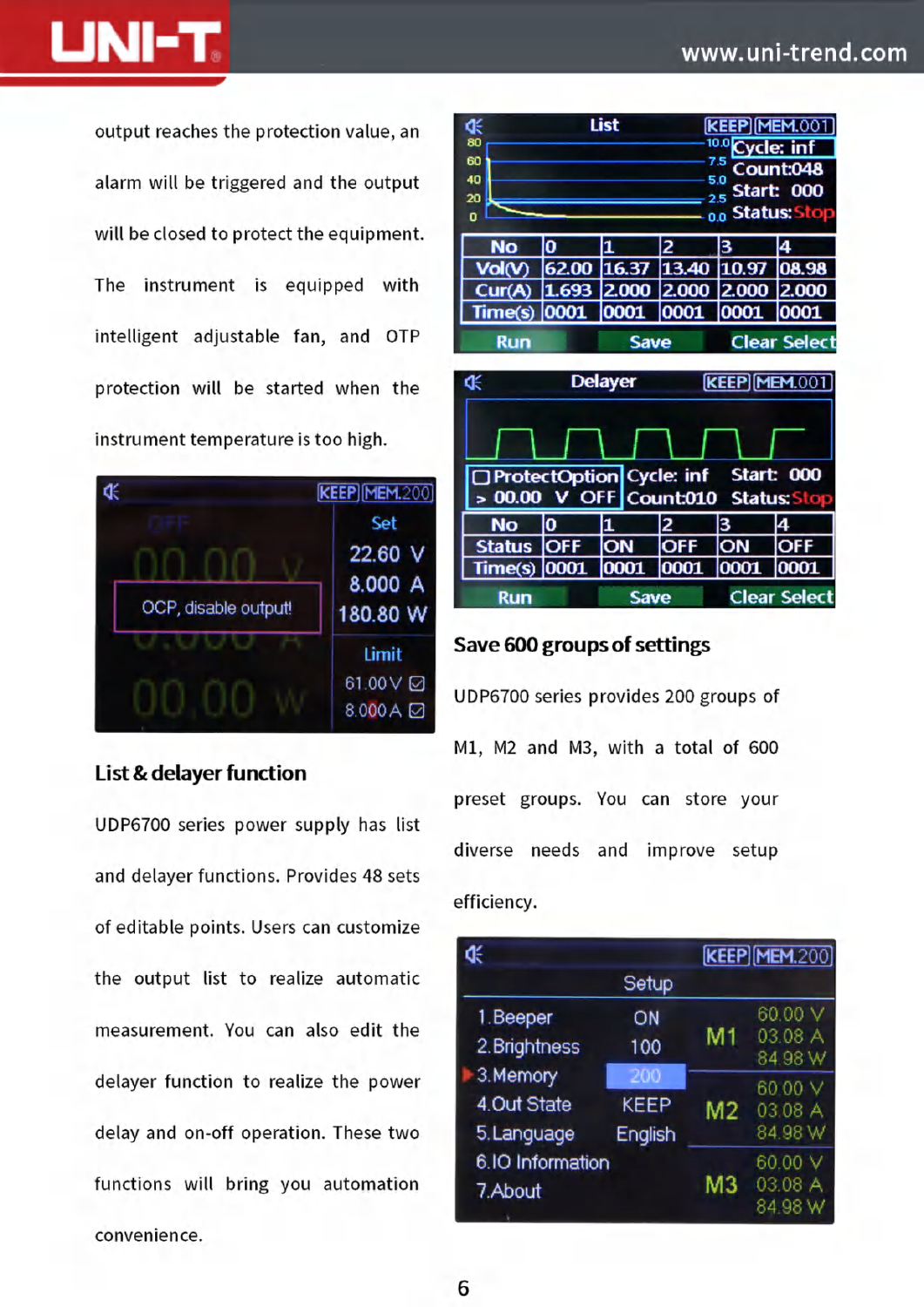output reaches the protection value, an alarm will be triggered and the output will be closed to protect the equipment. The instrument is equipped with intelligent adjustable fan, and OTP protection will be started when the instrument temperature is too high.

## List & delayer function

UDP6700 series power supply has list and delayer functions. Provides 48 sets of editable points. Users can customize the output list to realize automatic measurement. You can also edit the delayer function to realize the power delay and on-off operation. These two functions will bring you automation convenience.

## Save 600 groups of settings

UDP6700 series provides 200 groups of M1, M2 and M3, with a total of 600 preset groups. You can store your diverse needs and improve setup efficiency.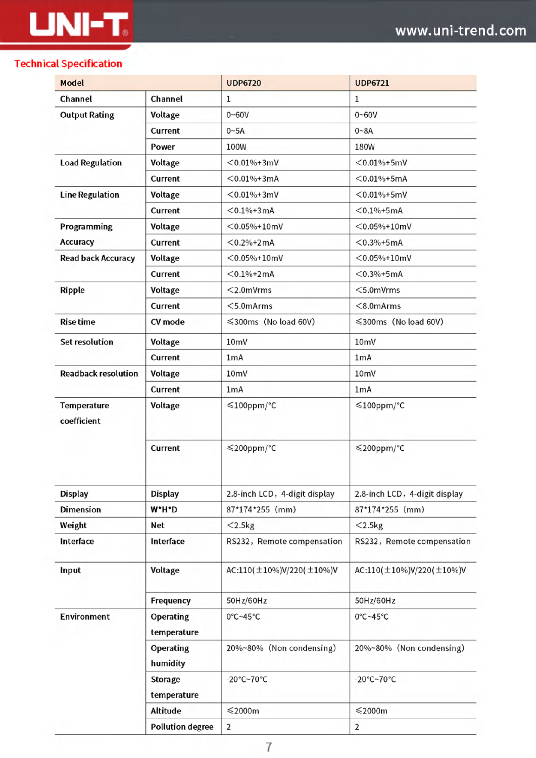## Technical Specification

| Model | | UDP6720 | UDP6721 |
|---|---|---|---|
| Channel | Channel | 1 | 1 |
| Output Rating | Voltage | 0~60V | 0~60V |
| | Current | 0~5A | 0~8A |
| | Power | 100W | 180W |
| Load Regulation | Voltage | <0.01%+3mV | <0.01%+5mV |
| | Current | <0.01%+3mA | <0.01%+5mA |
| Line Regulation | Voltage | <0.01%+3mV | <0.01%+5mV |
| | Current | <0.1%+3mA | <0.1%+5mA |
| Programming Accuracy | Voltage | <0.05%+10mV | <0.05%+10mV |
| | Current | <0.2%+2mA | <0.3%+5mA |
| Read back Accuracy | Voltage | <0.05%+10mV | <0.05%+10mV |
| | Current | <0.1%+2mA | <0.3%+5mA |
| Ripple | Voltage | <2.0mVrms | <5.0mVrms |
| | Current | <5.0mArms | <8.0mArms |
| Rise time | CV mode | ≤300ms (No load 60V) | ≤300ms (No load 60V) |
| Set resolution | Voltage | 10mV | 10mV |
| | Current | 1mA | 1mA |
| Readback resolution | Voltage | 10mV | 10mV |
| | Current | 1mA | 1mA |
| Temperature coefficient | Voltage | ≤100ppm/°C | ≤100ppm/°C |
| | Current | ≤200ppm/°C | ≤200ppm/°C |
| Display | Display | 2.8-inch LCD, 4-digit display | 2.8-inch LCD, 4-digit display |
| Dimension | W*H*D | 87*174*255 (mm) | 87*174*255 (mm) |
| Weight | Net | <2.5kg | <2.5kg |
| Interface | Interface | RS232, Remote compensation | RS232, Remote compensation |
| Input | Voltage | AC:110(±10%)V/220(±10%)V | AC:110(±10%)V/220(±10%)V |
| | Frequency | 50Hz/60Hz | 50Hz/60Hz |
| Environment | Operating temperature | 0°C~45°C | 0°C~45°C |
| | Operating humidity | 20%~80% (Non condensing) | 20%~80% (Non condensing) |
| | Storage temperature | -20°C~70°C | -20°C~70°C |
| | Altitude | ≤2000m | ≤2000m |
| | Pollution degree | 2 | 2 |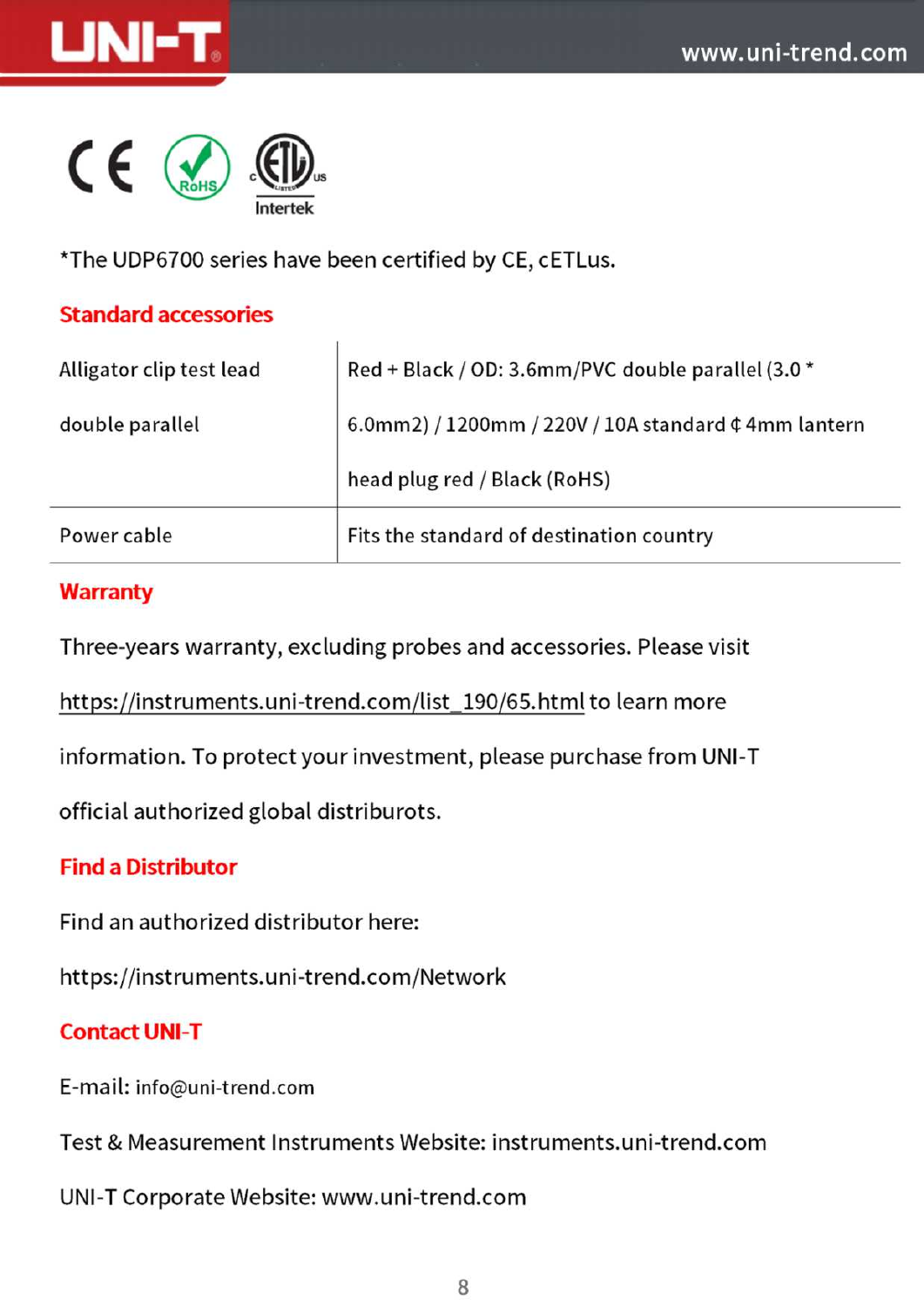*The UDP6700 series have been certified by CE, cETLus.

## Standard accessories

| | |
|---|---|
| Alligator clip test lead double parallel | Red + Black / OD: 3.6mm/PVC double parallel (3.0 * 6.0mm2) / 1200mm / 220V / 10A standard ¢ 4mm lantern head plug red / Black (RoHS) |
| Power cable | Fits the standard of destination country |

## Warranty

Three-years warranty, excluding probes and accessories. Please visit https://instruments.uni-trend.com/list_190/65.html to learn more information. To protect your investment, please purchase from UNI-T official authorized global distriburots.

## Find a Distributor

Find an authorized distributor here:

https://instruments.uni-trend.com/Network

## Contact UNI-T

E-mail: info@uni-trend.com

Test & Measurement Instruments Website: instruments.uni-trend.com

UNI-T Corporate Website: www.uni-trend.com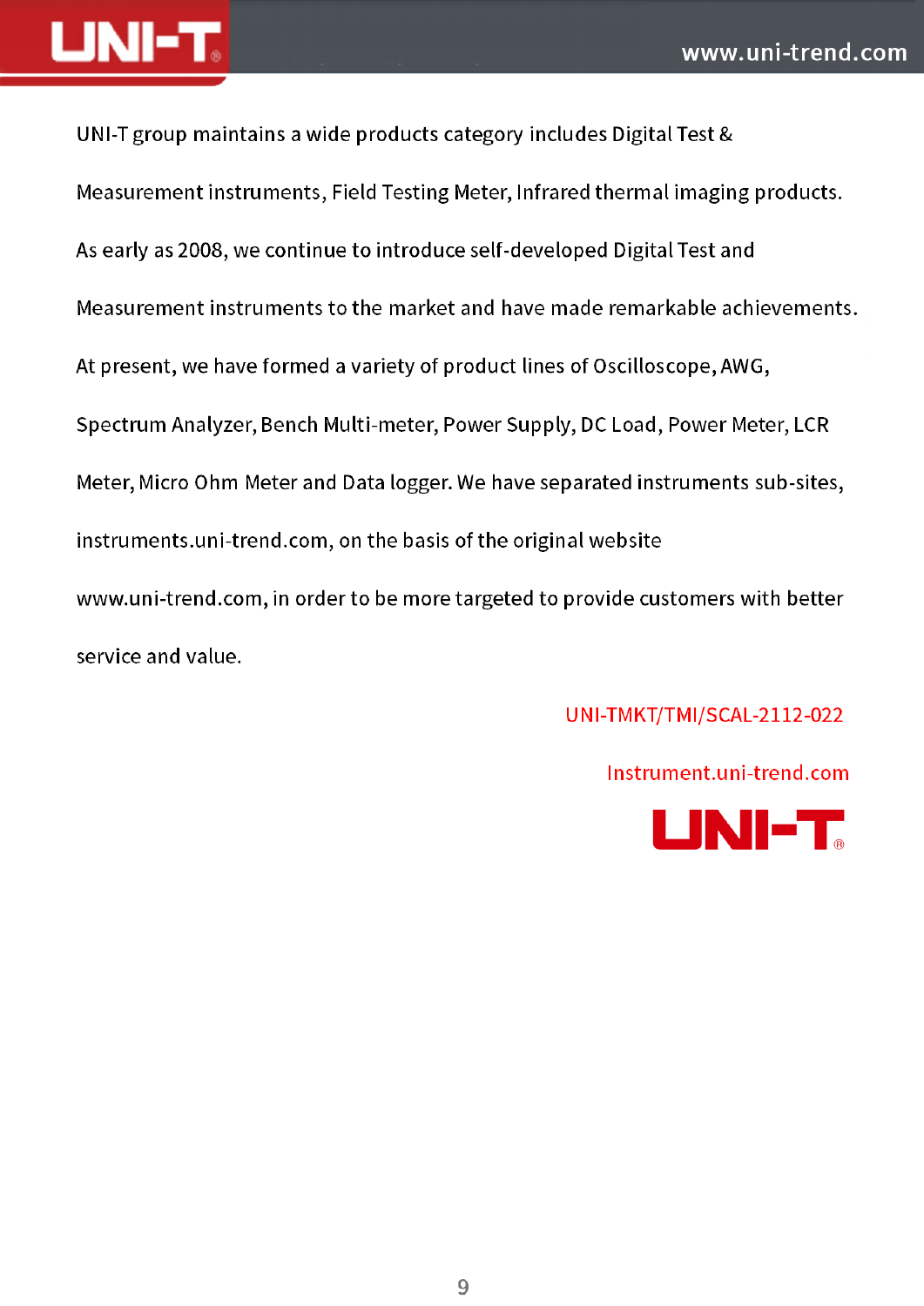UNI-T group maintains a wide products category includes Digital Test & Measurement instruments, Field Testing Meter, Infrared thermal imaging products. As early as 2008, we continue to introduce self-developed Digital Test and Measurement instruments to the market and have made remarkable achievements. At present, we have formed a variety of product lines of Oscilloscope, AWG, Spectrum Analyzer, Bench Multi-meter, Power Supply, DC Load, Power Meter, LCR Meter, Micro Ohm Meter and Data logger. We have separated instruments sub-sites, instruments.uni-trend.com, on the basis of the original website www.uni-trend.com, in order to be more targeted to provide customers with better service and value.

UNI-TMKT/TMI/SCAL-2112-022

Instrument.uni-trend.com

UNI-T